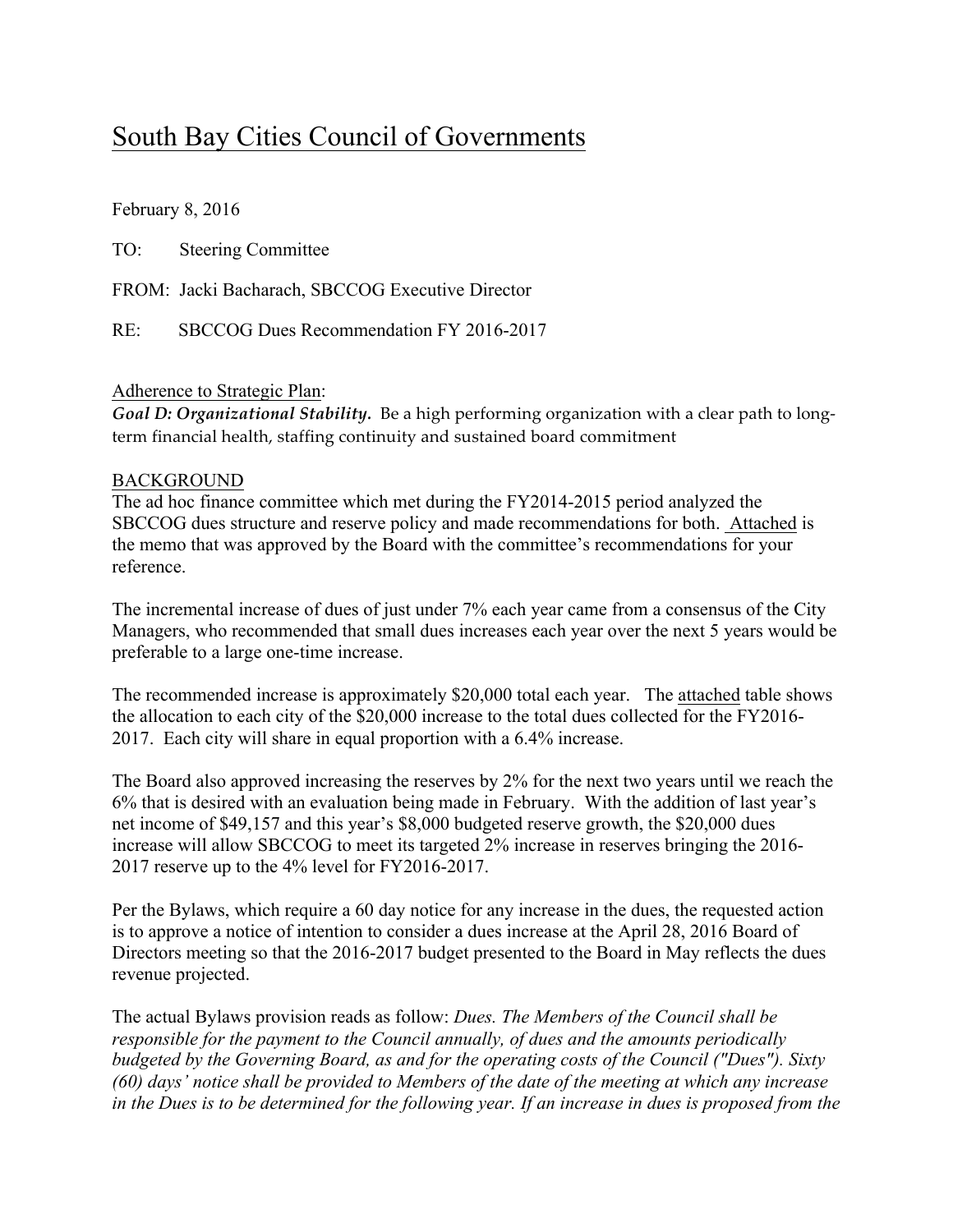# South Bay Cities Council of Governments

February 8, 2016

TO: Steering Committee

FROM: Jacki Bacharach, SBCCOG Executive Director

RE: SBCCOG Dues Recommendation FY 2016-2017

Adherence to Strategic Plan:

***Goal D: Organizational Stability.*** Be a high performing organization with a clear path to long-term financial health, staffing continuity and sustained board commitment

BACKGROUND

The ad hoc finance committee which met during the FY2014-2015 period analyzed the SBCCOG dues structure and reserve policy and made recommendations for both. Attached is the memo that was approved by the Board with the committee's recommendations for your reference.

The incremental increase of dues of just under 7% each year came from a consensus of the City Managers, who recommended that small dues increases each year over the next 5 years would be preferable to a large one-time increase.

The recommended increase is approximately $20,000 total each year. The attached table shows the allocation to each city of the $20,000 increase to the total dues collected for the FY2016-2017. Each city will share in equal proportion with a 6.4% increase.

The Board also approved increasing the reserves by 2% for the next two years until we reach the 6% that is desired with an evaluation being made in February. With the addition of last year's net income of $49,157 and this year's $8,000 budgeted reserve growth, the $20,000 dues increase will allow SBCCOG to meet its targeted 2% increase in reserves bringing the 2016-2017 reserve up to the 4% level for FY2016-2017.

Per the Bylaws, which require a 60 day notice for any increase in the dues, the requested action is to approve a notice of intention to consider a dues increase at the April 28, 2016 Board of Directors meeting so that the 2016-2017 budget presented to the Board in May reflects the dues revenue projected.

The actual Bylaws provision reads as follow: *Dues. The Members of the Council shall be responsible for the payment to the Council annually, of dues and the amounts periodically budgeted by the Governing Board, as and for the operating costs of the Council ("Dues"). Sixty (60) days' notice shall be provided to Members of the date of the meeting at which any increase in the Dues is to be determined for the following year. If an increase in dues is proposed from the*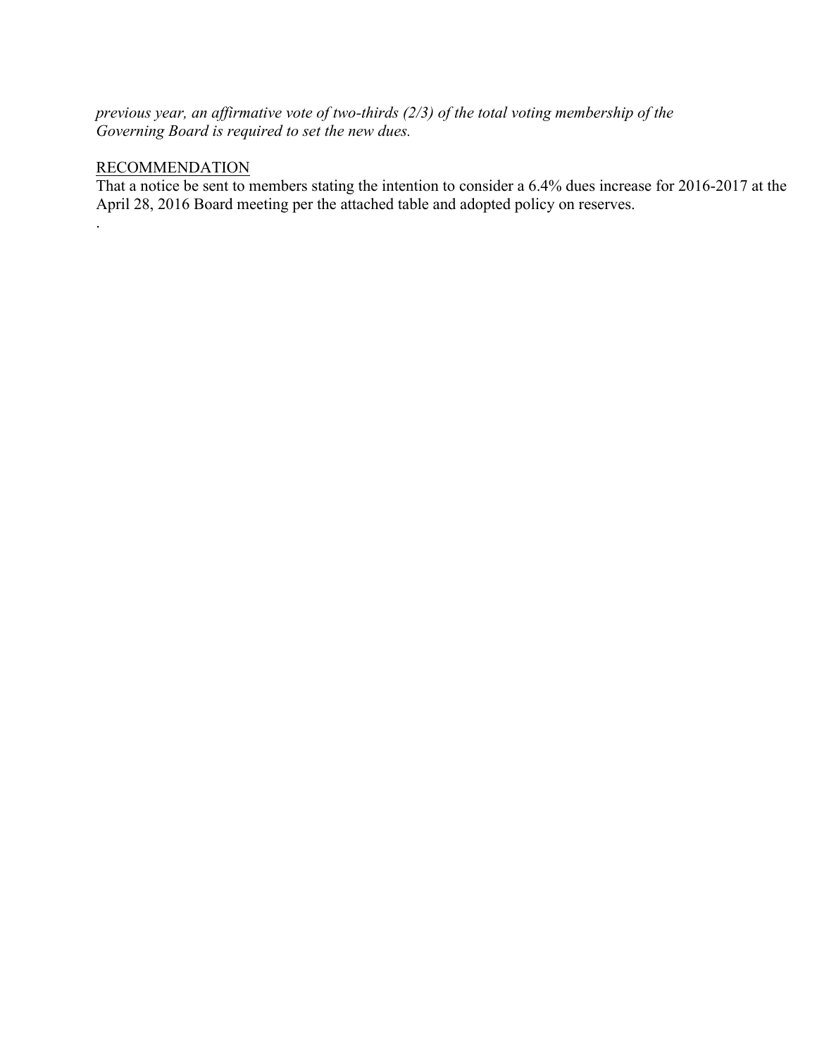*previous year, an affirmative vote of two-thirds (2/3) of the total voting membership of the Governing Board is required to set the new dues.*

RECOMMENDATION

That a notice be sent to members stating the intention to consider a 6.4% dues increase for 2016-2017 at the April 28, 2016 Board meeting per the attached table and adopted policy on reserves.

.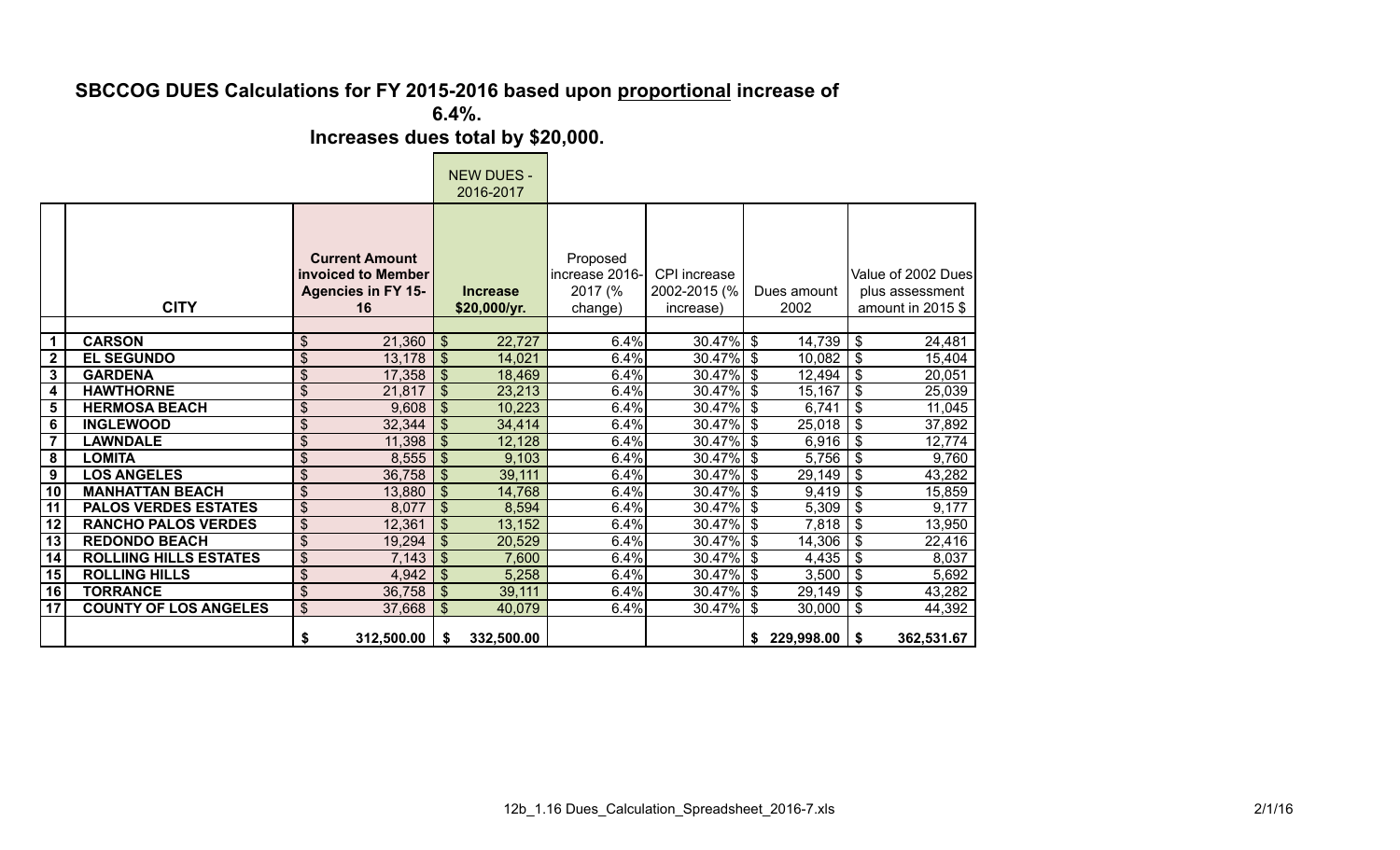**SBCCOG DUES Calculations for FY 2015-2016 based upon proportional increase of 6.4%.**

**Increases dues total by $20,000.**

| | | | NEW DUES - 2016-2017 | | | | |
|---|---|---|---|---|---|---|---|
| | **CITY** | **Current Amount invoiced to Member Agencies in FY 15-16** | **Increase $20,000/yr.** | Proposed increase 2016-2017 (% change) | CPI increase 2002-2015 (% increase) | Dues amount 2002 | Value of 2002 Dues plus assessment amount in 2015 $ |
| **1** | **CARSON** | $ 21,360 | $ 22,727 | 6.4% | 30.47% | $ 14,739 | $ 24,481 |
| **2** | **EL SEGUNDO** | $ 13,178 | $ 14,021 | 6.4% | 30.47% | $ 10,082 | $ 15,404 |
| **3** | **GARDENA** | $ 17,358 | $ 18,469 | 6.4% | 30.47% | $ 12,494 | $ 20,051 |
| **4** | **HAWTHORNE** | $ 21,817 | $ 23,213 | 6.4% | 30.47% | $ 15,167 | $ 25,039 |
| **5** | **HERMOSA BEACH** | $ 9,608 | $ 10,223 | 6.4% | 30.47% | $ 6,741 | $ 11,045 |
| **6** | **INGLEWOOD** | $ 32,344 | $ 34,414 | 6.4% | 30.47% | $ 25,018 | $ 37,892 |
| **7** | **LAWNDALE** | $ 11,398 | $ 12,128 | 6.4% | 30.47% | $ 6,916 | $ 12,774 |
| **8** | **LOMITA** | $ 8,555 | $ 9,103 | 6.4% | 30.47% | $ 5,756 | $ 9,760 |
| **9** | **LOS ANGELES** | $ 36,758 | $ 39,111 | 6.4% | 30.47% | $ 29,149 | $ 43,282 |
| **10** | **MANHATTAN BEACH** | $ 13,880 | $ 14,768 | 6.4% | 30.47% | $ 9,419 | $ 15,859 |
| **11** | **PALOS VERDES ESTATES** | $ 8,077 | $ 8,594 | 6.4% | 30.47% | $ 5,309 | $ 9,177 |
| **12** | **RANCHO PALOS VERDES** | $ 12,361 | $ 13,152 | 6.4% | 30.47% | $ 7,818 | $ 13,950 |
| **13** | **REDONDO BEACH** | $ 19,294 | $ 20,529 | 6.4% | 30.47% | $ 14,306 | $ 22,416 |
| **14** | **ROLLIING HILLS ESTATES** | $ 7,143 | $ 7,600 | 6.4% | 30.47% | $ 4,435 | $ 8,037 |
| **15** | **ROLLING HILLS** | $ 4,942 | $ 5,258 | 6.4% | 30.47% | $ 3,500 | $ 5,692 |
| **16** | **TORRANCE** | $ 36,758 | $ 39,111 | 6.4% | 30.47% | $ 29,149 | $ 43,282 |
| **17** | **COUNTY OF LOS ANGELES** | $ 37,668 | $ 40,079 | 6.4% | 30.47% | $ 30,000 | $ 44,392 |
| | | **$ 312,500.00** | **$ 332,500.00** | | | **$ 229,998.00** | **$ 362,531.67** |